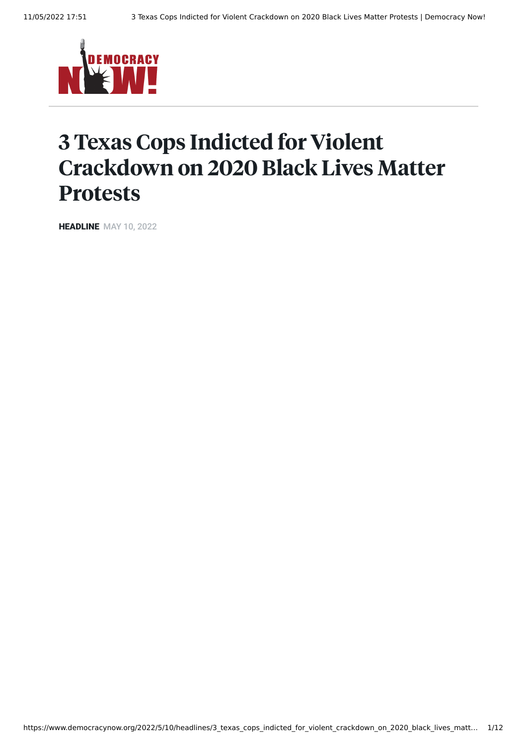# 3 Texas Cops Indicted for Violent Crackdown on 2020 Black Lives Matter Protests

**HEADLINE** MAY 10, 2022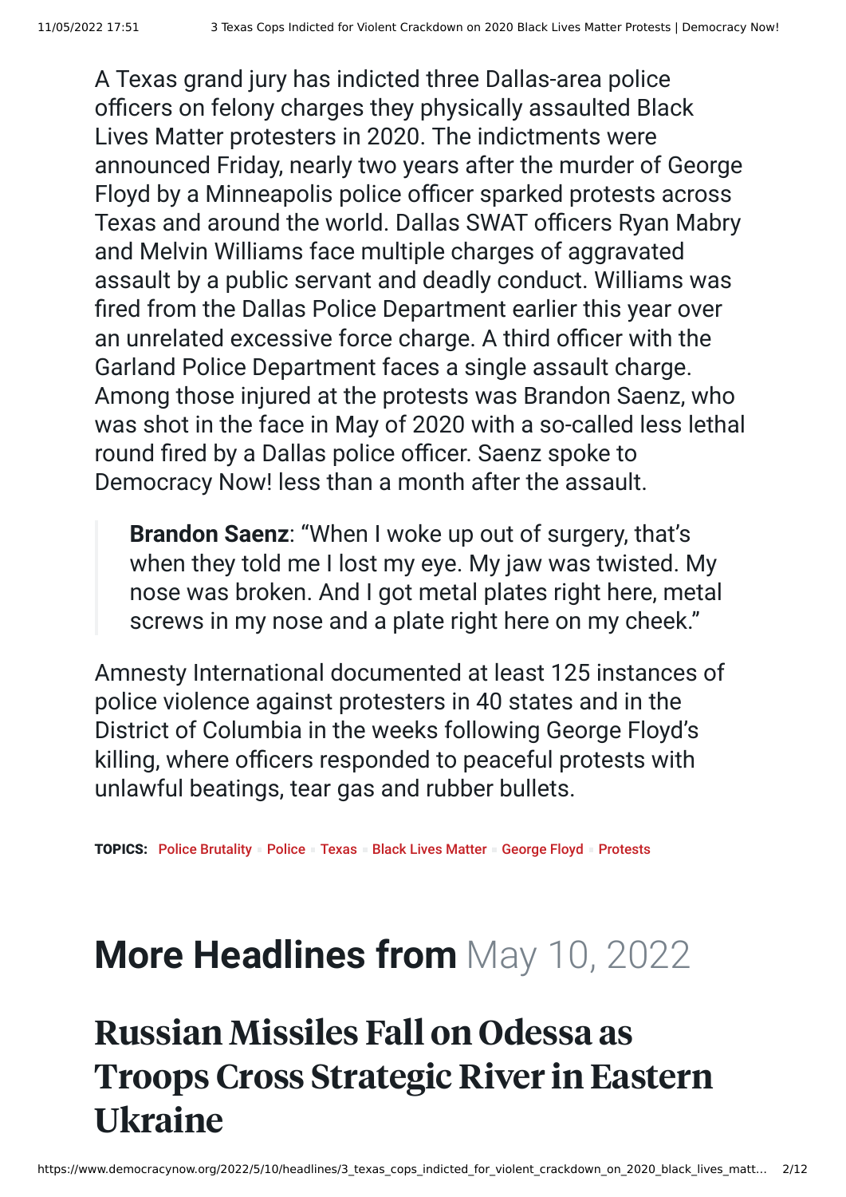A Texas grand jury has indicted three Dallas-area police officers on felony charges they physically assaulted Black Lives Matter protesters in 2020. The indictments were announced Friday, nearly two years after the murder of George Floyd by a Minneapolis police officer sparked protests across Texas and around the world. Dallas SWAT officers Ryan Mabry and Melvin Williams face multiple charges of aggravated assault by a public servant and deadly conduct. Williams was fired from the Dallas Police Department earlier this year over an unrelated excessive force charge. A third officer with the Garland Police Department faces a single assault charge. Among those injured at the protests was Brandon Saenz, who was shot in the face in May of 2020 with a so-called less lethal round fired by a Dallas police officer. Saenz spoke to Democracy Now! less than a month after the assault.

> **Brandon Saenz**: "When I woke up out of surgery, that's when they told me I lost my eye. My jaw was twisted. My nose was broken. And I got metal plates right here, metal screws in my nose and a plate right here on my cheek."

Amnesty International documented at least 125 instances of police violence against protesters in 40 states and in the District of Columbia in the weeks following George Floyd's killing, where officers responded to peaceful protests with unlawful beatings, tear gas and rubber bullets.

**TOPICS:** Police Brutality ▪ Police ▪ Texas ▪ Black Lives Matter ▪ George Floyd ▪ Protests

## More Headlines from May 10, 2022

# Russian Missiles Fall on Odessa as Troops Cross Strategic River in Eastern Ukraine